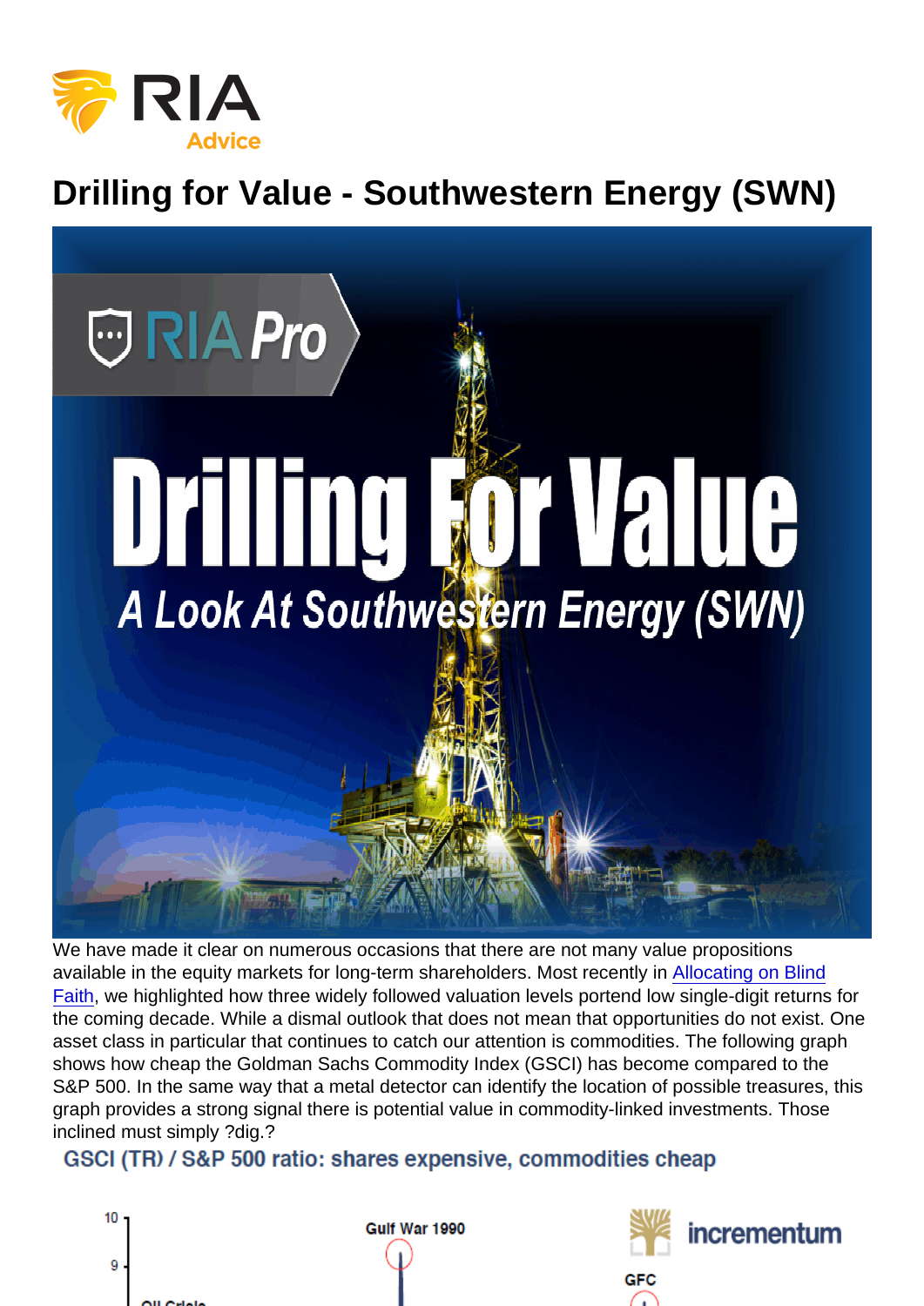# Drilling for Value - Southwestern Energy (SWN)

We have made it clear on numerous occasions that there are not many value propositions available in the equity markets for long-term shareholders. Most recently in [Allocating on Blind Faith](), we highlighted how three widely followed valuation levels portend low single-digit returns for the coming decade. While a dismal outlook that does not mean that opportunities do not exist. One asset class in particular that continues to catch our attention is commodities. The following graph shows how cheap the Goldman Sachs Commodity Index (GSCI) has become compared to the S&P 500. In the same way that a metal detector can identify the location of possible treasures, this graph provides a strong signal there is potential value in commodity-linked investments. Those inclined must simply ?dig.?

GSCI (TR) / S&P 500 ratio: shares expensive, commodities cheap

10

9

Oil Crisis

Gulf War 1990

GFC

incrementum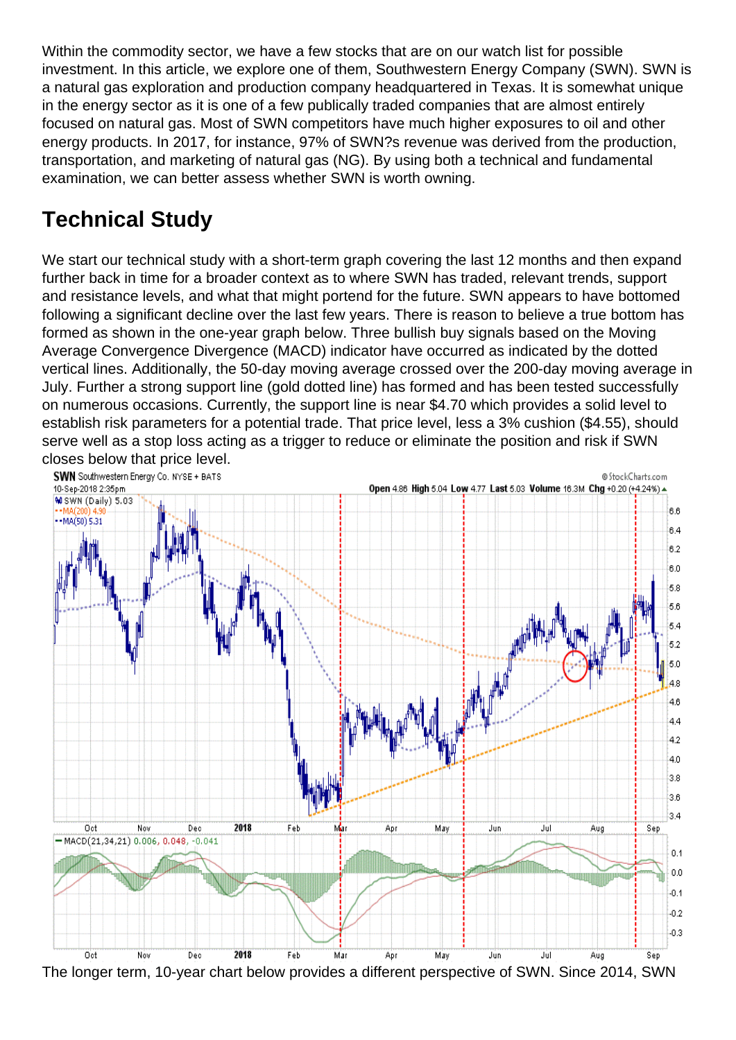Within the commodity sector, we have a few stocks that are on our watch list for possible investment. In this article, we explore one of them, Southwestern Energy Company (SWN). SWN is a natural gas exploration and production company headquartered in Texas. It is somewhat unique in the energy sector as it is one of a few publically traded companies that are almost entirely focused on natural gas. Most of SWN competitors have much higher exposures to oil and other energy products. In 2017, for instance, 97% of SWN?s revenue was derived from the production, transportation, and marketing of natural gas (NG). By using both a technical and fundamental examination, we can better assess whether SWN is worth owning.

## Technical Study

We start our technical study with a short-term graph covering the last 12 months and then expand further back in time for a broader context as to where SWN has traded, relevant trends, support and resistance levels, and what that might portend for the future. SWN appears to have bottomed following a significant decline over the last few years. There is reason to believe a true bottom has formed as shown in the one-year graph below. Three bullish buy signals based on the Moving Average Convergence Divergence (MACD) indicator have occurred as indicated by the dotted vertical lines. Additionally, the 50-day moving average crossed over the 200-day moving average in July. Further a strong support line (gold dotted line) has formed and has been tested successfully on numerous occasions. Currently, the support line is near $4.70 which provides a solid level to establish risk parameters for a potential trade. That price level, less a 3% cushion ($4.55), should serve well as a stop loss acting as a trigger to reduce or eliminate the position and risk if SWN closes below that price level.

SWN Southwestern Energy Co. NYSE + BATS
©StockCharts.com
10-Sep-2018 2:35pm
Open 4.86 High 5.04 Low 4.77 Last 5.03 Volume 16.3M Chg +0.20 (+4.24%)
SWN (Daily) 5.03
MA(200) 4.90
MA(50) 5.31
6.6 6.4 6.2 6.0 5.8 5.6 5.4 5.2 5.0 4.8 4.6 4.4 4.2 4.0 3.8 3.6 3.4
Oct Nov Dec 2018 Feb Mar Apr May Jun Jul Aug Sep
MACD(21,34,21) 0.006, 0.048, -0.041
0.1 0.0 -0.1 -0.2 -0.3
Oct Nov Dec 2018 Feb Mar Apr May Jun Jul Aug Sep

The longer term, 10-year chart below provides a different perspective of SWN. Since 2014, SWN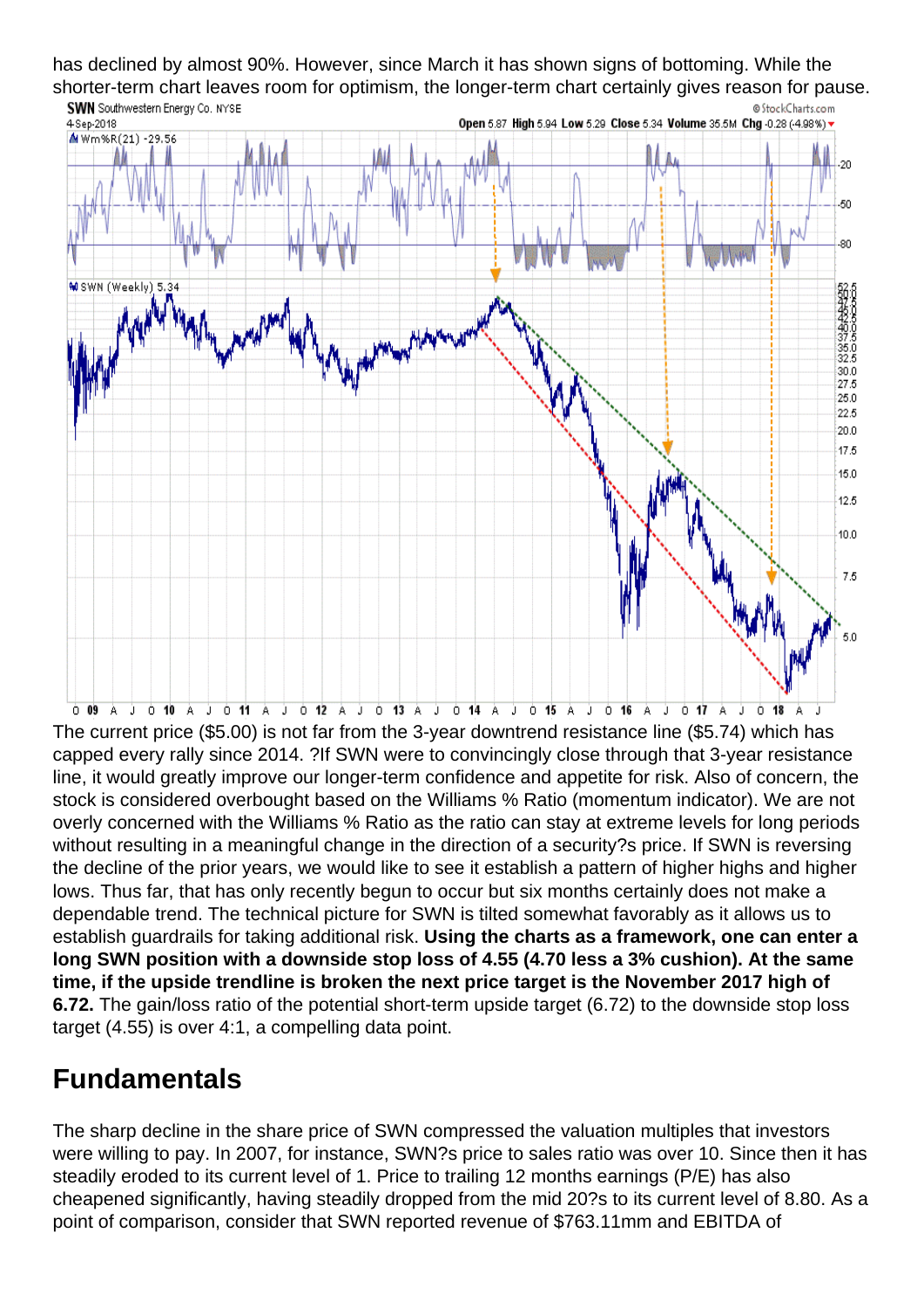has declined by almost 90%. However, since March it has shown signs of bottoming. While the shorter-term chart leaves room for optimism, the longer-term chart certainly gives reason for pause.

SWN Southwestern Energy Co. NYSE
4-Sep-2018
Open 5.87 High 5.94 Low 5.29 Close 5.34 Volume 35.5M Chg -0.28 (-4.98%)
© StockCharts.com
Wm%R(21) -29.56
-20
-50
-80
SWN (Weekly) 5.34
52.5
50.0
47.5
45.0
42.5
40.0
37.5
35.0
32.5
30.0
27.5
25.0
22.5
20.0
17.5
15.0
12.5
10.0
7.5
5.0
O 09 A J O 10 A J O 11 A J O 12 A J O 13 A J O 14 A J O 15 A J O 16 A J O 17 A J O 18 A J

The current price ($5.00) is not far from the 3-year downtrend resistance line ($5.74) which has capped every rally since 2014. ?If SWN were to convincingly close through that 3-year resistance line, it would greatly improve our longer-term confidence and appetite for risk. Also of concern, the stock is considered overbought based on the Williams % Ratio (momentum indicator). We are not overly concerned with the Williams % Ratio as the ratio can stay at extreme levels for long periods without resulting in a meaningful change in the direction of a security?s price. If SWN is reversing the decline of the prior years, we would like to see it establish a pattern of higher highs and higher lows. Thus far, that has only recently begun to occur but six months certainly does not make a dependable trend. The technical picture for SWN is tilted somewhat favorably as it allows us to establish guardrails for taking additional risk. **Using the charts as a framework, one can enter a long SWN position with a downside stop loss of 4.55 (4.70 less a 3% cushion). At the same time, if the upside trendline is broken the next price target is the November 2017 high of 6.72.** The gain/loss ratio of the potential short-term upside target (6.72) to the downside stop loss target (4.55) is over 4:1, a compelling data point.

## Fundamentals

The sharp decline in the share price of SWN compressed the valuation multiples that investors were willing to pay. In 2007, for instance, SWN?s price to sales ratio was over 10. Since then it has steadily eroded to its current level of 1. Price to trailing 12 months earnings (P/E) has also cheapened significantly, having steadily dropped from the mid 20?s to its current level of 8.80. As a point of comparison, consider that SWN reported revenue of $763.11mm and EBITDA of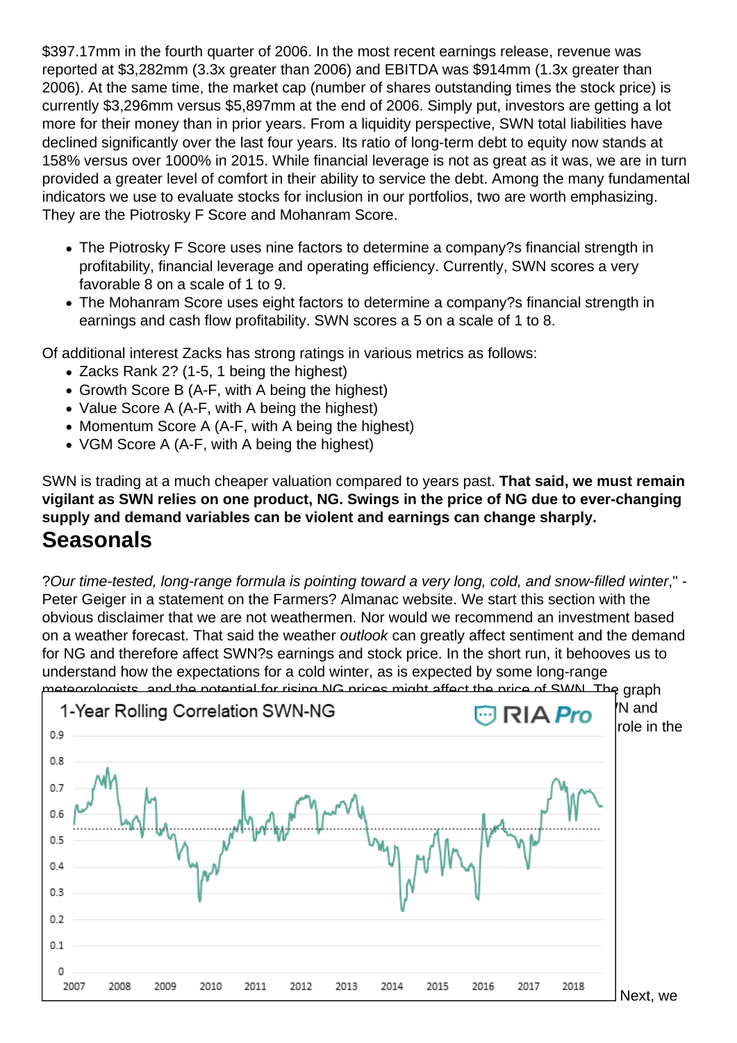$397.17mm in the fourth quarter of 2006. In the most recent earnings release, revenue was reported at $3,282mm (3.3x greater than 2006) and EBITDA was $914mm (1.3x greater than 2006). At the same time, the market cap (number of shares outstanding times the stock price) is currently $3,296mm versus $5,897mm at the end of 2006. Simply put, investors are getting a lot more for their money than in prior years. From a liquidity perspective, SWN total liabilities have declined significantly over the last four years. Its ratio of long-term debt to equity now stands at 158% versus over 1000% in 2015. While financial leverage is not as great as it was, we are in turn provided a greater level of comfort in their ability to service the debt. Among the many fundamental indicators we use to evaluate stocks for inclusion in our portfolios, two are worth emphasizing. They are the Piotrosky F Score and Mohanram Score.

- The Piotrosky F Score uses nine factors to determine a company?s financial strength in profitability, financial leverage and operating efficiency. Currently, SWN scores a very favorable 8 on a scale of 1 to 9.
- The Mohanram Score uses eight factors to determine a company?s financial strength in earnings and cash flow profitability. SWN scores a 5 on a scale of 1 to 8.

Of additional interest Zacks has strong ratings in various metrics as follows:

- Zacks Rank 2? (1-5, 1 being the highest)
- Growth Score B (A-F, with A being the highest)
- Value Score A (A-F, with A being the highest)
- Momentum Score A (A-F, with A being the highest)
- VGM Score A (A-F, with A being the highest)

SWN is trading at a much cheaper valuation compared to years past. **That said, we must remain vigilant as SWN relies on one product, NG. Swings in the price of NG due to ever-changing supply and demand variables can be violent and earnings can change sharply.**

## Seasonals

?*Our time-tested, long-range formula is pointing toward a very long, cold, and snow-filled winter*," - Peter Geiger in a statement on the Farmers? Almanac website. We start this section with the obvious disclaimer that we are not weathermen. Nor would we recommend an investment based on a weather forecast. That said the weather *outlook* can greatly affect sentiment and the demand for NG and therefore affect SWN?s earnings and stock price. In the short run, it behooves us to understand how the expectations for a cold winter, as is expected by some long-range meteorologists, and the potential for rising NG prices might affect the price of SWN. The graph ... N and ... role in the

1-Year Rolling Correlation SWN-NG

RIA Pro

0.9
0.8
0.7
0.6
0.5
0.4
0.3
0.2
0.1
0

2007 2008 2009 2010 2011 2012 2013 2014 2015 2016 2017 2018

Next, we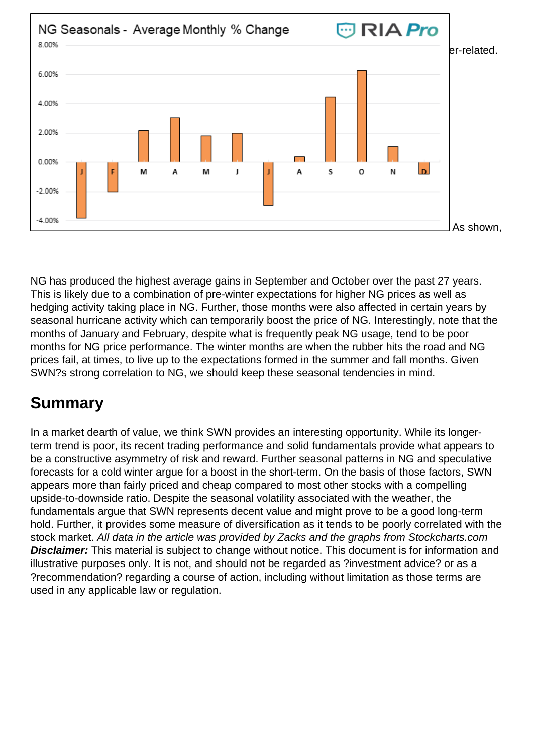NG Seasonals - Average Monthly % Change

RIA Pro

8.00%
6.00%
4.00%
2.00%
0.00%
-2.00%
-4.00%

J F M A M J J A S O N D

er-related. As shown,

NG has produced the highest average gains in September and October over the past 27 years. This is likely due to a combination of pre-winter expectations for higher NG prices as well as hedging activity taking place in NG. Further, those months were also affected in certain years by seasonal hurricane activity which can temporarily boost the price of NG. Interestingly, note that the months of January and February, despite what is frequently peak NG usage, tend to be poor months for NG price performance. The winter months are when the rubber hits the road and NG prices fail, at times, to live up to the expectations formed in the summer and fall months. Given SWN?s strong correlation to NG, we should keep these seasonal tendencies in mind.

## Summary

In a market dearth of value, we think SWN provides an interesting opportunity. While its longer-term trend is poor, its recent trading performance and solid fundamentals provide what appears to be a constructive asymmetry of risk and reward. Further seasonal patterns in NG and speculative forecasts for a cold winter argue for a boost in the short-term. On the basis of those factors, SWN appears more than fairly priced and cheap compared to most other stocks with a compelling upside-to-downside ratio. Despite the seasonal volatility associated with the weather, the fundamentals argue that SWN represents decent value and might prove to be a good long-term hold. Further, it provides some measure of diversification as it tends to be poorly correlated with the stock market. *All data in the article was provided by Zacks and the graphs from Stockcharts.com* ***Disclaimer:*** This material is subject to change without notice. This document is for information and illustrative purposes only. It is not, and should not be regarded as ?investment advice? or as a ?recommendation? regarding a course of action, including without limitation as those terms are used in any applicable law or regulation.